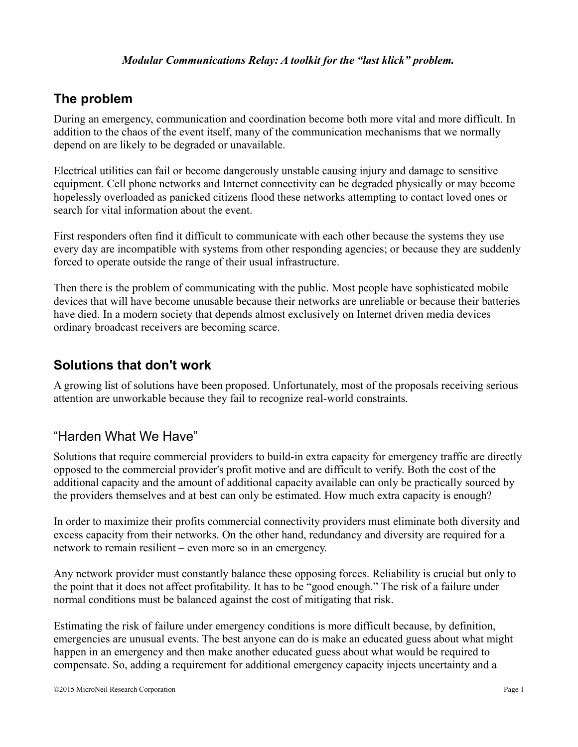***Modular Communications Relay: A toolkit for the "last klick" problem.***

## The problem

During an emergency, communication and coordination become both more vital and more difficult. In addition to the chaos of the event itself, many of the communication mechanisms that we normally depend on are likely to be degraded or unavailable.

Electrical utilities can fail or become dangerously unstable causing injury and damage to sensitive equipment. Cell phone networks and Internet connectivity can be degraded physically or may become hopelessly overloaded as panicked citizens flood these networks attempting to contact loved ones or search for vital information about the event.

First responders often find it difficult to communicate with each other because the systems they use every day are incompatible with systems from other responding agencies; or because they are suddenly forced to operate outside the range of their usual infrastructure.

Then there is the problem of communicating with the public. Most people have sophisticated mobile devices that will have become unusable because their networks are unreliable or because their batteries have died. In a modern society that depends almost exclusively on Internet driven media devices ordinary broadcast receivers are becoming scarce.

## Solutions that don't work

A growing list of solutions have been proposed. Unfortunately, most of the proposals receiving serious attention are unworkable because they fail to recognize real-world constraints.

### "Harden What We Have"

Solutions that require commercial providers to build-in extra capacity for emergency traffic are directly opposed to the commercial provider's profit motive and are difficult to verify. Both the cost of the additional capacity and the amount of additional capacity available can only be practically sourced by the providers themselves and at best can only be estimated. How much extra capacity is enough?

In order to maximize their profits commercial connectivity providers must eliminate both diversity and excess capacity from their networks. On the other hand, redundancy and diversity are required for a network to remain resilient – even more so in an emergency.

Any network provider must constantly balance these opposing forces. Reliability is crucial but only to the point that it does not affect profitability. It has to be "good enough." The risk of a failure under normal conditions must be balanced against the cost of mitigating that risk.

Estimating the risk of failure under emergency conditions is more difficult because, by definition, emergencies are unusual events. The best anyone can do is make an educated guess about what might happen in an emergency and then make another educated guess about what would be required to compensate. So, adding a requirement for additional emergency capacity injects uncertainty and a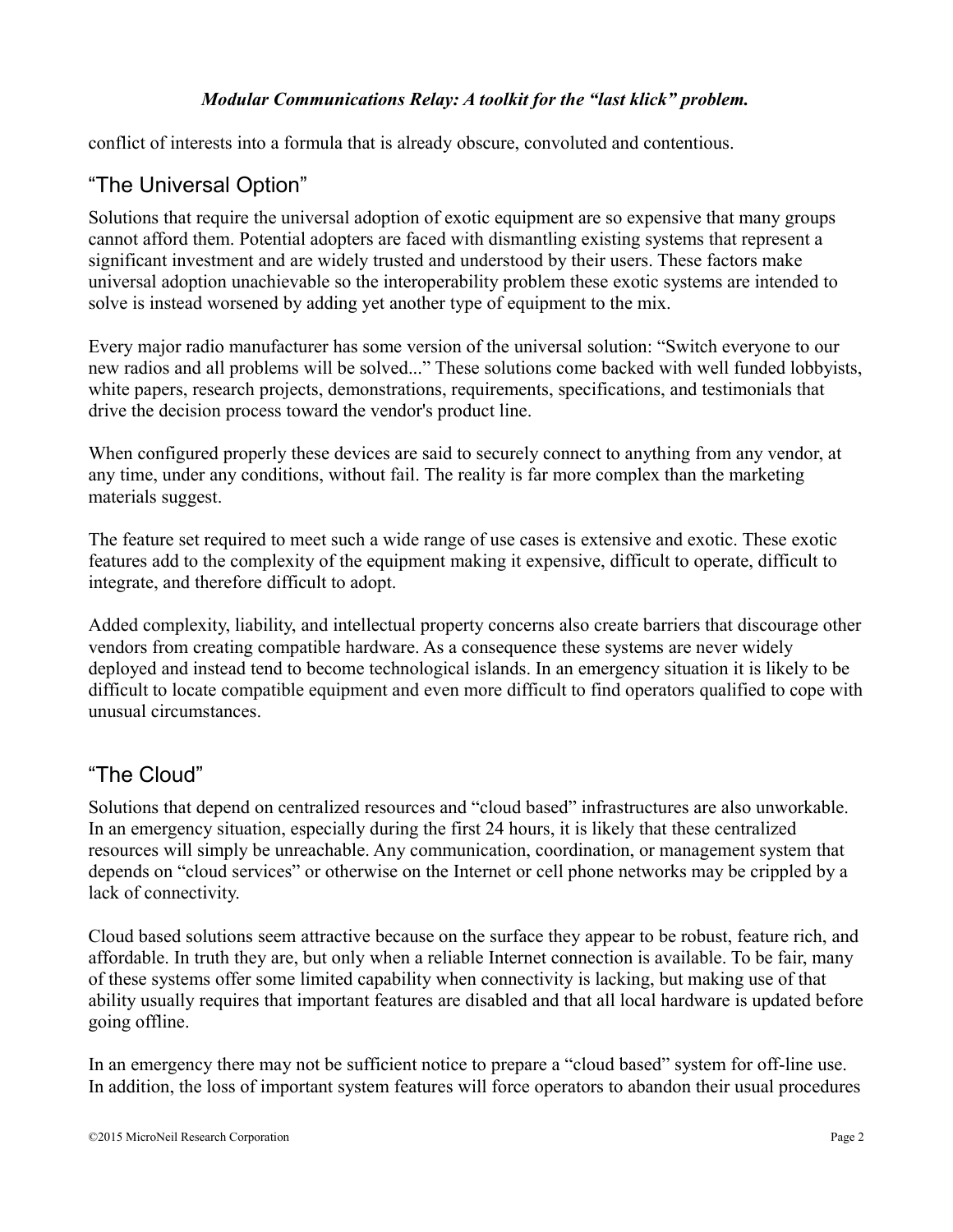conflict of interests into a formula that is already obscure, convoluted and contentious.

## "The Universal Option"

Solutions that require the universal adoption of exotic equipment are so expensive that many groups cannot afford them. Potential adopters are faced with dismantling existing systems that represent a significant investment and are widely trusted and understood by their users. These factors make universal adoption unachievable so the interoperability problem these exotic systems are intended to solve is instead worsened by adding yet another type of equipment to the mix.

Every major radio manufacturer has some version of the universal solution: "Switch everyone to our new radios and all problems will be solved..." These solutions come backed with well funded lobbyists, white papers, research projects, demonstrations, requirements, specifications, and testimonials that drive the decision process toward the vendor's product line.

When configured properly these devices are said to securely connect to anything from any vendor, at any time, under any conditions, without fail. The reality is far more complex than the marketing materials suggest.

The feature set required to meet such a wide range of use cases is extensive and exotic. These exotic features add to the complexity of the equipment making it expensive, difficult to operate, difficult to integrate, and therefore difficult to adopt.

Added complexity, liability, and intellectual property concerns also create barriers that discourage other vendors from creating compatible hardware. As a consequence these systems are never widely deployed and instead tend to become technological islands. In an emergency situation it is likely to be difficult to locate compatible equipment and even more difficult to find operators qualified to cope with unusual circumstances.

## "The Cloud"

Solutions that depend on centralized resources and "cloud based" infrastructures are also unworkable. In an emergency situation, especially during the first 24 hours, it is likely that these centralized resources will simply be unreachable. Any communication, coordination, or management system that depends on "cloud services" or otherwise on the Internet or cell phone networks may be crippled by a lack of connectivity.

Cloud based solutions seem attractive because on the surface they appear to be robust, feature rich, and affordable. In truth they are, but only when a reliable Internet connection is available. To be fair, many of these systems offer some limited capability when connectivity is lacking, but making use of that ability usually requires that important features are disabled and that all local hardware is updated before going offline.

In an emergency there may not be sufficient notice to prepare a "cloud based" system for off-line use. In addition, the loss of important system features will force operators to abandon their usual procedures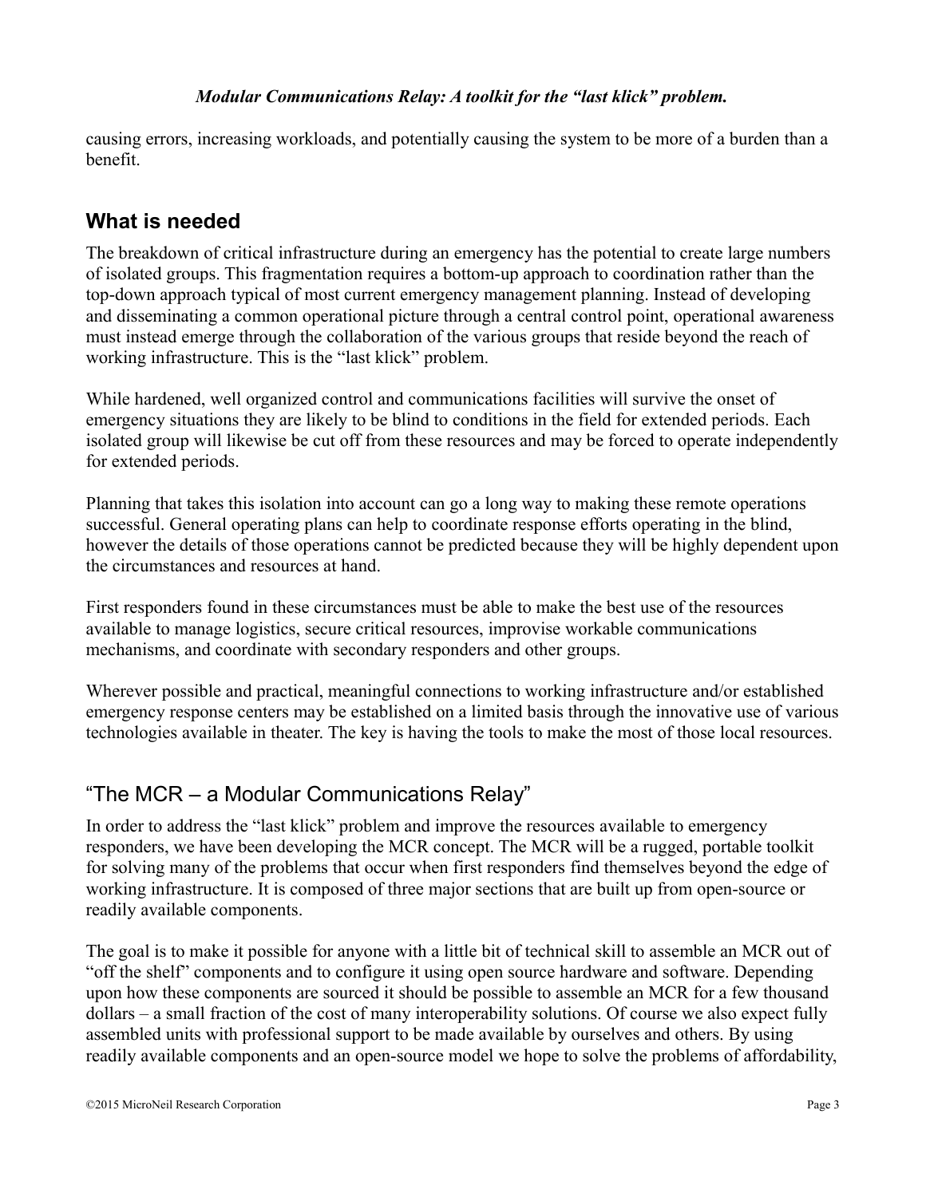causing errors, increasing workloads, and potentially causing the system to be more of a burden than a benefit.

## What is needed

The breakdown of critical infrastructure during an emergency has the potential to create large numbers of isolated groups. This fragmentation requires a bottom-up approach to coordination rather than the top-down approach typical of most current emergency management planning. Instead of developing and disseminating a common operational picture through a central control point, operational awareness must instead emerge through the collaboration of the various groups that reside beyond the reach of working infrastructure. This is the "last klick" problem.

While hardened, well organized control and communications facilities will survive the onset of emergency situations they are likely to be blind to conditions in the field for extended periods. Each isolated group will likewise be cut off from these resources and may be forced to operate independently for extended periods.

Planning that takes this isolation into account can go a long way to making these remote operations successful. General operating plans can help to coordinate response efforts operating in the blind, however the details of those operations cannot be predicted because they will be highly dependent upon the circumstances and resources at hand.

First responders found in these circumstances must be able to make the best use of the resources available to manage logistics, secure critical resources, improvise workable communications mechanisms, and coordinate with secondary responders and other groups.

Wherever possible and practical, meaningful connections to working infrastructure and/or established emergency response centers may be established on a limited basis through the innovative use of various technologies available in theater. The key is having the tools to make the most of those local resources.

## "The MCR – a Modular Communications Relay"

In order to address the "last klick" problem and improve the resources available to emergency responders, we have been developing the MCR concept. The MCR will be a rugged, portable toolkit for solving many of the problems that occur when first responders find themselves beyond the edge of working infrastructure. It is composed of three major sections that are built up from open-source or readily available components.

The goal is to make it possible for anyone with a little bit of technical skill to assemble an MCR out of "off the shelf" components and to configure it using open source hardware and software. Depending upon how these components are sourced it should be possible to assemble an MCR for a few thousand dollars – a small fraction of the cost of many interoperability solutions. Of course we also expect fully assembled units with professional support to be made available by ourselves and others. By using readily available components and an open-source model we hope to solve the problems of affordability,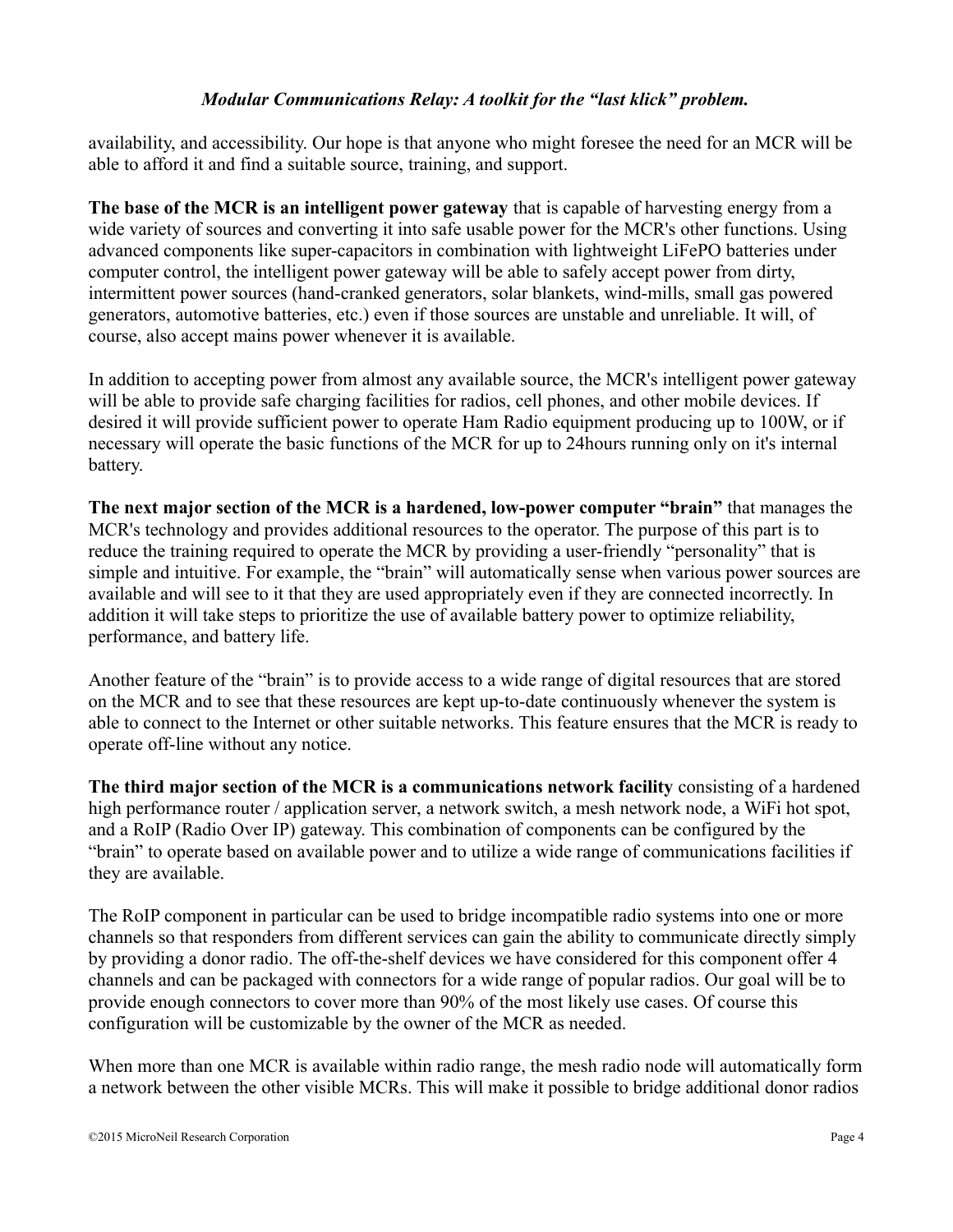availability, and accessibility. Our hope is that anyone who might foresee the need for an MCR will be able to afford it and find a suitable source, training, and support.

**The base of the MCR is an intelligent power gateway** that is capable of harvesting energy from a wide variety of sources and converting it into safe usable power for the MCR's other functions. Using advanced components like super-capacitors in combination with lightweight LiFePO batteries under computer control, the intelligent power gateway will be able to safely accept power from dirty, intermittent power sources (hand-cranked generators, solar blankets, wind-mills, small gas powered generators, automotive batteries, etc.) even if those sources are unstable and unreliable. It will, of course, also accept mains power whenever it is available.

In addition to accepting power from almost any available source, the MCR's intelligent power gateway will be able to provide safe charging facilities for radios, cell phones, and other mobile devices. If desired it will provide sufficient power to operate Ham Radio equipment producing up to 100W, or if necessary will operate the basic functions of the MCR for up to 24hours running only on it's internal battery.

**The next major section of the MCR is a hardened, low-power computer "brain"** that manages the MCR's technology and provides additional resources to the operator. The purpose of this part is to reduce the training required to operate the MCR by providing a user-friendly "personality" that is simple and intuitive. For example, the "brain" will automatically sense when various power sources are available and will see to it that they are used appropriately even if they are connected incorrectly. In addition it will take steps to prioritize the use of available battery power to optimize reliability, performance, and battery life.

Another feature of the "brain" is to provide access to a wide range of digital resources that are stored on the MCR and to see that these resources are kept up-to-date continuously whenever the system is able to connect to the Internet or other suitable networks. This feature ensures that the MCR is ready to operate off-line without any notice.

**The third major section of the MCR is a communications network facility** consisting of a hardened high performance router / application server, a network switch, a mesh network node, a WiFi hot spot, and a RoIP (Radio Over IP) gateway. This combination of components can be configured by the "brain" to operate based on available power and to utilize a wide range of communications facilities if they are available.

The RoIP component in particular can be used to bridge incompatible radio systems into one or more channels so that responders from different services can gain the ability to communicate directly simply by providing a donor radio. The off-the-shelf devices we have considered for this component offer 4 channels and can be packaged with connectors for a wide range of popular radios. Our goal will be to provide enough connectors to cover more than 90% of the most likely use cases. Of course this configuration will be customizable by the owner of the MCR as needed.

When more than one MCR is available within radio range, the mesh radio node will automatically form a network between the other visible MCRs. This will make it possible to bridge additional donor radios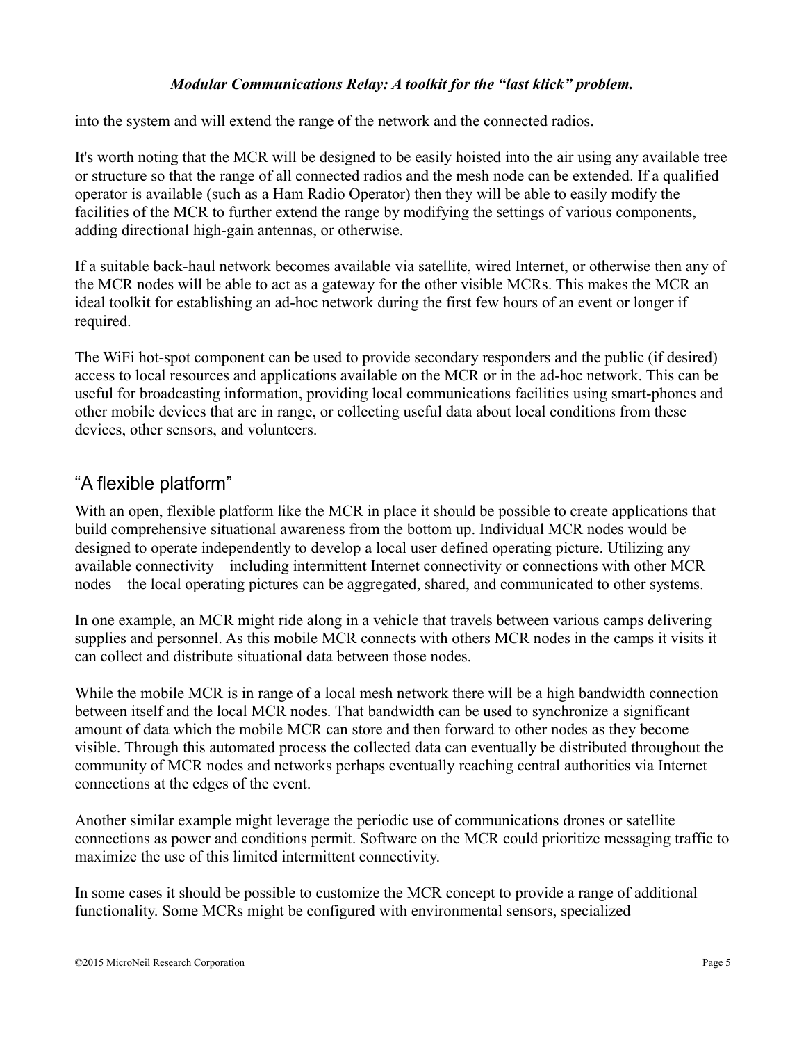into the system and will extend the range of the network and the connected radios.

It's worth noting that the MCR will be designed to be easily hoisted into the air using any available tree or structure so that the range of all connected radios and the mesh node can be extended. If a qualified operator is available (such as a Ham Radio Operator) then they will be able to easily modify the facilities of the MCR to further extend the range by modifying the settings of various components, adding directional high-gain antennas, or otherwise.

If a suitable back-haul network becomes available via satellite, wired Internet, or otherwise then any of the MCR nodes will be able to act as a gateway for the other visible MCRs. This makes the MCR an ideal toolkit for establishing an ad-hoc network during the first few hours of an event or longer if required.

The WiFi hot-spot component can be used to provide secondary responders and the public (if desired) access to local resources and applications available on the MCR or in the ad-hoc network. This can be useful for broadcasting information, providing local communications facilities using smart-phones and other mobile devices that are in range, or collecting useful data about local conditions from these devices, other sensors, and volunteers.

## “A flexible platform”

With an open, flexible platform like the MCR in place it should be possible to create applications that build comprehensive situational awareness from the bottom up. Individual MCR nodes would be designed to operate independently to develop a local user defined operating picture. Utilizing any available connectivity – including intermittent Internet connectivity or connections with other MCR nodes – the local operating pictures can be aggregated, shared, and communicated to other systems.

In one example, an MCR might ride along in a vehicle that travels between various camps delivering supplies and personnel. As this mobile MCR connects with others MCR nodes in the camps it visits it can collect and distribute situational data between those nodes.

While the mobile MCR is in range of a local mesh network there will be a high bandwidth connection between itself and the local MCR nodes. That bandwidth can be used to synchronize a significant amount of data which the mobile MCR can store and then forward to other nodes as they become visible. Through this automated process the collected data can eventually be distributed throughout the community of MCR nodes and networks perhaps eventually reaching central authorities via Internet connections at the edges of the event.

Another similar example might leverage the periodic use of communications drones or satellite connections as power and conditions permit. Software on the MCR could prioritize messaging traffic to maximize the use of this limited intermittent connectivity.

In some cases it should be possible to customize the MCR concept to provide a range of additional functionality. Some MCRs might be configured with environmental sensors, specialized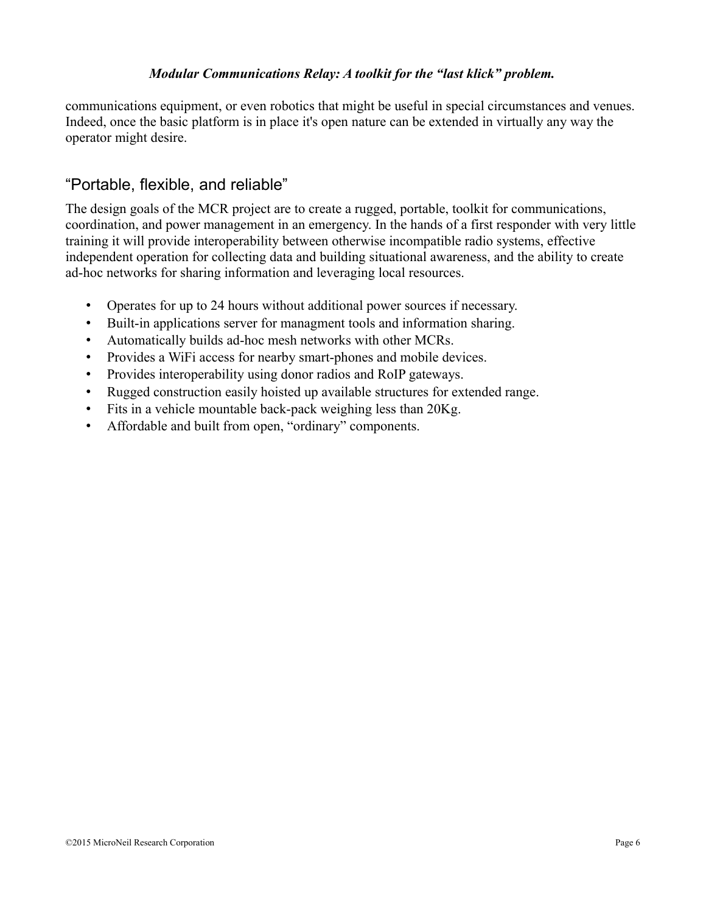communications equipment, or even robotics that might be useful in special circumstances and venues. Indeed, once the basic platform is in place it's open nature can be extended in virtually any way the operator might desire.

## "Portable, flexible, and reliable"

The design goals of the MCR project are to create a rugged, portable, toolkit for communications, coordination, and power management in an emergency. In the hands of a first responder with very little training it will provide interoperability between otherwise incompatible radio systems, effective independent operation for collecting data and building situational awareness, and the ability to create ad-hoc networks for sharing information and leveraging local resources.

- Operates for up to 24 hours without additional power sources if necessary.
- Built-in applications server for managment tools and information sharing.
- Automatically builds ad-hoc mesh networks with other MCRs.
- Provides a WiFi access for nearby smart-phones and mobile devices.
- Provides interoperability using donor radios and RoIP gateways.
- Rugged construction easily hoisted up available structures for extended range.
- Fits in a vehicle mountable back-pack weighing less than 20Kg.
- Affordable and built from open, "ordinary" components.